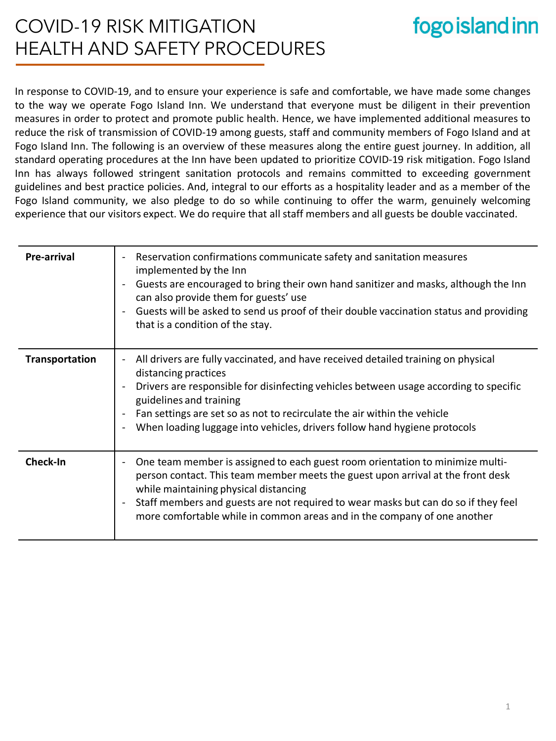# COVID-19 RISK MITIGATION HEALTH AND SAFETY PROCEDURES

**fogo island inn**

In response to COVID-19, and to ensure your experience is safe and comfortable, we have made some changes to the way we operate Fogo Island Inn. We understand that everyone must be diligent in their prevention measures in order to protect and promote public health. Hence, we have implemented additional measures to reduce the risk of transmission of COVID-19 among guests, staff and community members of Fogo Island and at Fogo Island Inn. The following is an overview of these measures along the entire guest journey. In addition, all standard operating procedures at the Inn have been updated to prioritize COVID-19 risk mitigation. Fogo Island Inn has always followed stringent sanitation protocols and remains committed to exceeding government guidelines and best practice policies. And, integral to our efforts as a hospitality leader and as a member of the Fogo Island community, we also pledge to do so while continuing to offer the warm, genuinely welcoming experience that our visitors expect. We do require that all staff members and all guests be double vaccinated.

| | |
|---|---|
| **Pre-arrival** | - Reservation confirmations communicate safety and sanitation measures implemented by the Inn<br>- Guests are encouraged to bring their own hand sanitizer and masks, although the Inn can also provide them for guests' use<br>- Guests will be asked to send us proof of their double vaccination status and providing that is a condition of the stay. |
| **Transportation** | - All drivers are fully vaccinated, and have received detailed training on physical distancing practices<br>- Drivers are responsible for disinfecting vehicles between usage according to specific guidelines and training<br>- Fan settings are set so as not to recirculate the air within the vehicle<br>- When loading luggage into vehicles, drivers follow hand hygiene protocols |
| **Check-In** | - One team member is assigned to each guest room orientation to minimize multi-person contact. This team member meets the guest upon arrival at the front desk while maintaining physical distancing<br>- Staff members and guests are not required to wear masks but can do so if they feel more comfortable while in common areas and in the company of one another |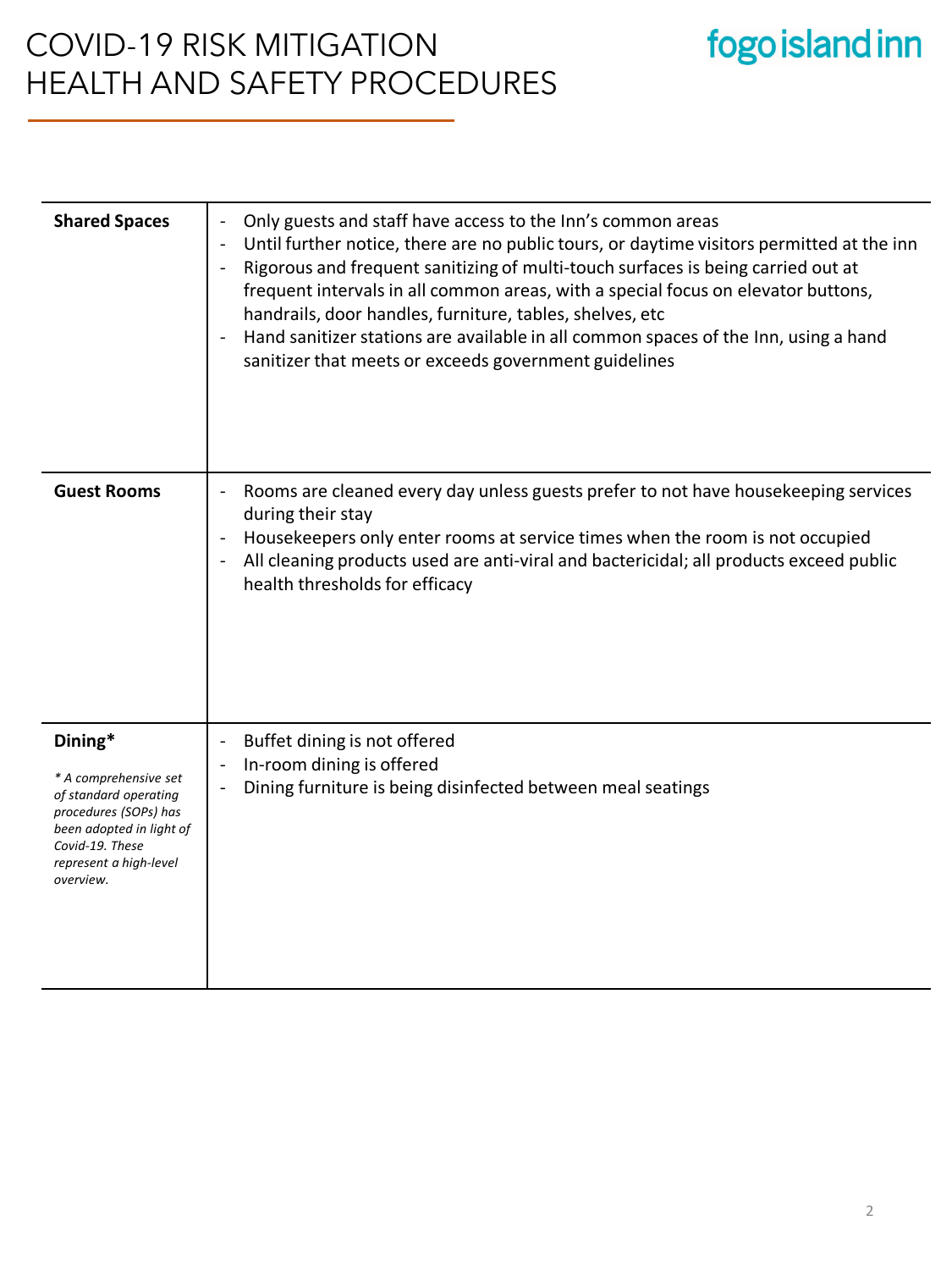# COVID-19 RISK MITIGATION HEALTH AND SAFETY PROCEDURES

fogo island inn

| | |
|---|---|
| **Shared Spaces** | - Only guests and staff have access to the Inn's common areas<br>- Until further notice, there are no public tours, or daytime visitors permitted at the inn<br>- Rigorous and frequent sanitizing of multi-touch surfaces is being carried out at frequent intervals in all common areas, with a special focus on elevator buttons, handrails, door handles, furniture, tables, shelves, etc<br>- Hand sanitizer stations are available in all common spaces of the Inn, using a hand sanitizer that meets or exceeds government guidelines |
| **Guest Rooms** | - Rooms are cleaned every day unless guests prefer to not have housekeeping services during their stay<br>- Housekeepers only enter rooms at service times when the room is not occupied<br>- All cleaning products used are anti-viral and bactericidal; all products exceed public health thresholds for efficacy |
| **Dining***<br><br>*\* A comprehensive set of standard operating procedures (SOPs) has been adopted in light of Covid-19. These represent a high-level overview.* | - Buffet dining is not offered<br>- In-room dining is offered<br>- Dining furniture is being disinfected between meal seatings |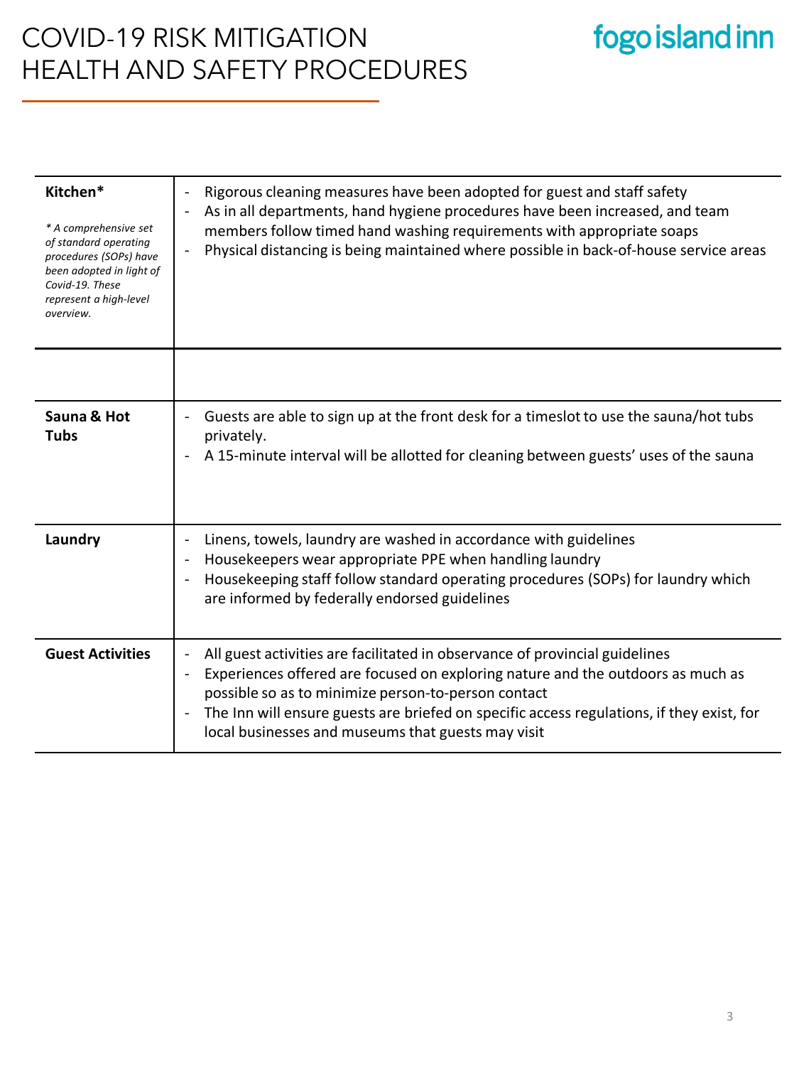# COVID-19 RISK MITIGATION HEALTH AND SAFETY PROCEDURES

**fogo island inn**

| | |
|---|---|
| **Kitchen***<br><br>*\* A comprehensive set of standard operating procedures (SOPs) have been adopted in light of Covid-19. These represent a high-level overview.* | - Rigorous cleaning measures have been adopted for guest and staff safety<br>- As in all departments, hand hygiene procedures have been increased, and team members follow timed hand washing requirements with appropriate soaps<br>- Physical distancing is being maintained where possible in back-of-house service areas |
| | |
| **Sauna & Hot Tubs** | - Guests are able to sign up at the front desk for a timeslot to use the sauna/hot tubs privately.<br>- A 15-minute interval will be allotted for cleaning between guests' uses of the sauna |
| **Laundry** | - Linens, towels, laundry are washed in accordance with guidelines<br>- Housekeepers wear appropriate PPE when handling laundry<br>- Housekeeping staff follow standard operating procedures (SOPs) for laundry which are informed by federally endorsed guidelines |
| **Guest Activities** | - All guest activities are facilitated in observance of provincial guidelines<br>- Experiences offered are focused on exploring nature and the outdoors as much as possible so as to minimize person-to-person contact<br>- The Inn will ensure guests are briefed on specific access regulations, if they exist, for local businesses and museums that guests may visit |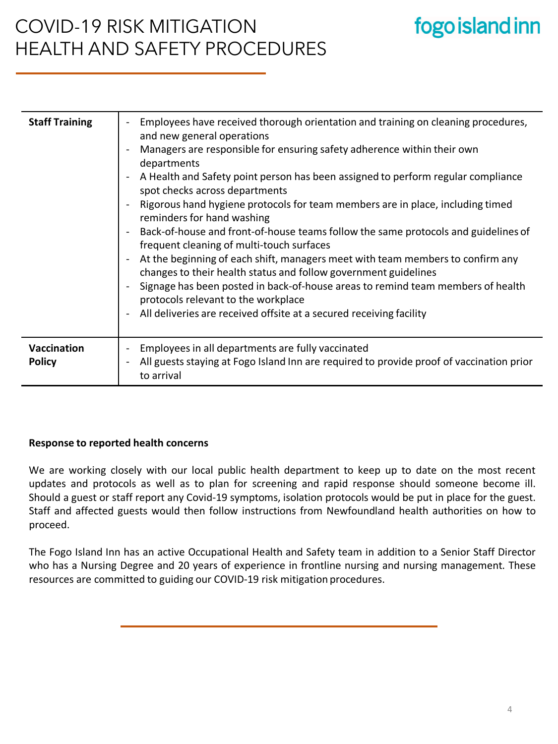# COVID-19 RISK MITIGATION HEALTH AND SAFETY PROCEDURES

fogo island inn

| | |
|---|---|
| **Staff Training** | - Employees have received thorough orientation and training on cleaning procedures, and new general operations<br>- Managers are responsible for ensuring safety adherence within their own departments<br>- A Health and Safety point person has been assigned to perform regular compliance spot checks across departments<br>- Rigorous hand hygiene protocols for team members are in place, including timed reminders for hand washing<br>- Back-of-house and front-of-house teams follow the same protocols and guidelines of frequent cleaning of multi-touch surfaces<br>- At the beginning of each shift, managers meet with team members to confirm any changes to their health status and follow government guidelines<br>- Signage has been posted in back-of-house areas to remind team members of health protocols relevant to the workplace<br>- All deliveries are received offsite at a secured receiving facility |
| **Vaccination Policy** | - Employees in all departments are fully vaccinated<br>- All guests staying at Fogo Island Inn are required to provide proof of vaccination prior to arrival |

**Response to reported health concerns**

We are working closely with our local public health department to keep up to date on the most recent updates and protocols as well as to plan for screening and rapid response should someone become ill. Should a guest or staff report any Covid-19 symptoms, isolation protocols would be put in place for the guest. Staff and affected guests would then follow instructions from Newfoundland health authorities on how to proceed.

The Fogo Island Inn has an active Occupational Health and Safety team in addition to a Senior Staff Director who has a Nursing Degree and 20 years of experience in frontline nursing and nursing management. These resources are committed to guiding our COVID-19 risk mitigation procedures.